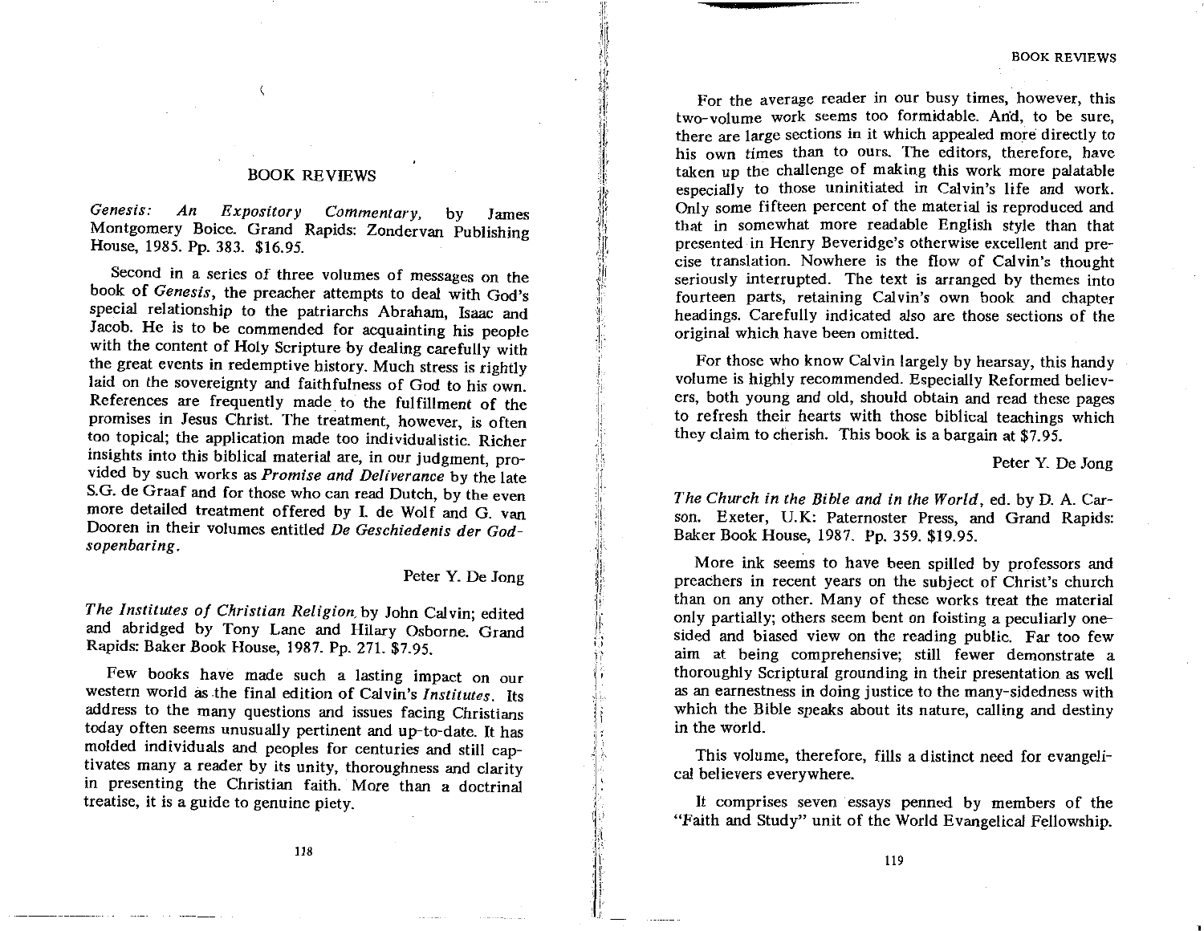# BOOK REVIEWS

*Genesis: An Expository Commentary,* by James Montgomery Boice. Grand Rapids: Zondervan Publishing House, 1985. Pp. 383. $16.95.

Second in a series of three volumes of messages on the book of *Genesis*, the preacher attempts to deal with God's special relationship to the patriarchs Abraham, Isaac and Jacob. He is to be commended for acquainting his people with the content of Holy Scripture by dealing carefully with the great events in redemptive history. Much stress is rightly laid on the sovereignty and faithfulness of God to his own. References are frequently made to the fulfillment of the promises in Jesus Christ. The treatment, however, is often too topical; the application made too individualistic. Richer insights into this biblical material are, in our judgment, provided by such works as *Promise and Deliverance* by the late S.G. de Graaf and for those who can read Dutch, by the even more detailed treatment offered by I. de Wolf and G. van Dooren in their volumes entitled *De Geschiedenis der Godsopenbaring*.

Peter Y. De Jong

*The Institutes of Christian Religion* by John Calvin; edited and abridged by Tony Lane and Hilary Osborne. Grand Rapids: Baker Book House, 1987. Pp. 271. $7.95.

Few books have made such a lasting impact on our western world as the final edition of Calvin's *Institutes*. Its address to the many questions and issues facing Christians today often seems unusually pertinent and up-to-date. It has molded individuals and peoples for centuries and still captivates many a reader by its unity, thoroughness and clarity in presenting the Christian faith. More than a doctrinal treatise, it is a guide to genuine piety.

For the average reader in our busy times, however, this two-volume work seems too formidable. And, to be sure, there are large sections in it which appealed more directly to his own times than to ours. The editors, therefore, have taken up the challenge of making this work more palatable especially to those uninitiated in Calvin's life and work. Only some fifteen percent of the material is reproduced and that in somewhat more readable English style than that presented in Henry Beveridge's otherwise excellent and precise translation. Nowhere is the flow of Calvin's thought seriously interrupted. The text is arranged by themes into fourteen parts, retaining Calvin's own book and chapter headings. Carefully indicated also are those sections of the original which have been omitted.

For those who know Calvin largely by hearsay, this handy volume is highly recommended. Especially Reformed believers, both young and old, should obtain and read these pages to refresh their hearts with those biblical teachings which they claim to cherish. This book is a bargain at $7.95.

Peter Y. De Jong

*The Church in the Bible and in the World*, ed. by D. A. Carson. Exeter, U.K: Paternoster Press, and Grand Rapids: Baker Book House, 1987. Pp. 359. $19.95.

More ink seems to have been spilled by professors and preachers in recent years on the subject of Christ's church than on any other. Many of these works treat the material only partially; others seem bent on foisting a peculiarly one-sided and biased view on the reading public. Far too few aim at being comprehensive; still fewer demonstrate a thoroughly Scriptural grounding in their presentation as well as an earnestness in doing justice to the many-sidedness with which the Bible speaks about its nature, calling and destiny in the world.

This volume, therefore, fills a distinct need for evangelical believers everywhere.

It comprises seven essays penned by members of the "Faith and Study" unit of the World Evangelical Fellowship.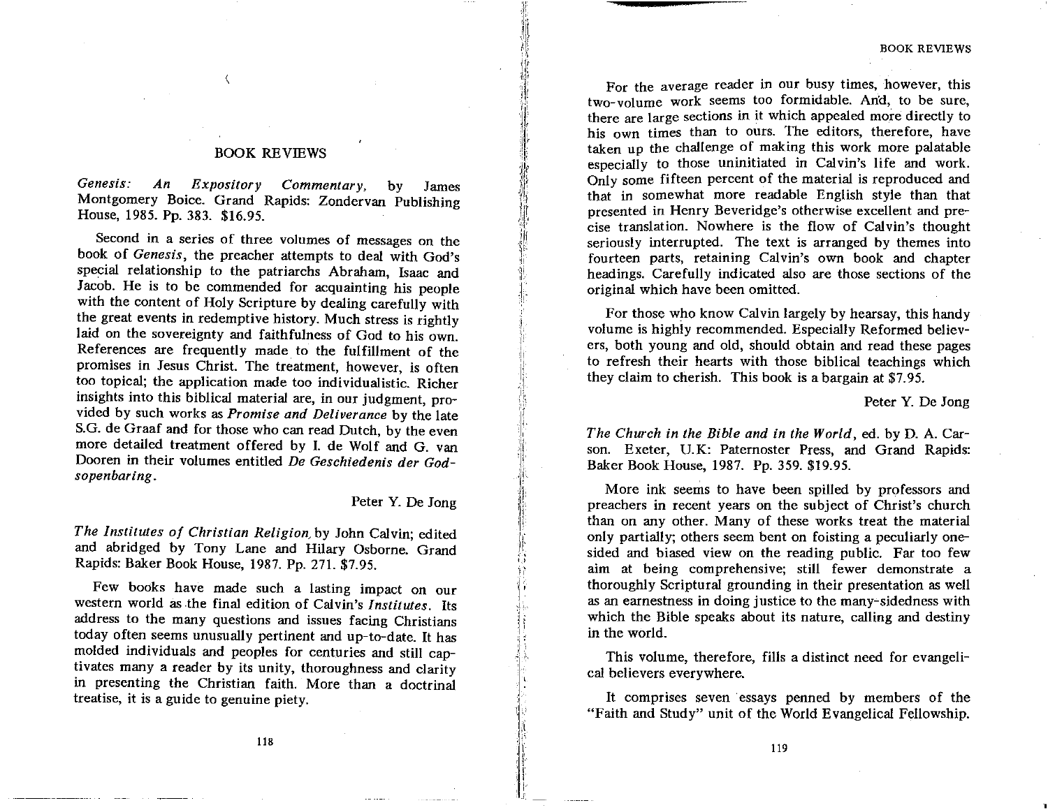## BOOK REVIEWS

*Genesis: An Expository Commentary*, by James Montgomery Boice. Grand Rapids: Zondervan Publishing House, 1985. Pp. 383. $16.95.

Second in a series of three volumes of messages on the book of *Genesis*, the preacher attempts to deal with God's special relationship to the patriarchs Abraham, Isaac and Jacob. He is to be commended for acquainting his people with the content of Holy Scripture by dealing carefully with the great events in redemptive history. Much stress is rightly laid on the sovereignty and faithfulness of God to his own. References are frequently made to the fulfillment of the promises in Jesus Christ. The treatment, however, is often too topical; the application made too individualistic. Richer insights into this biblical material are, in our judgment, provided by such works as *Promise and Deliverance* by the late S.G. de Graaf and for those who can read Dutch, by the even more detailed treatment offered by I. de Wolf and G. van Dooren in their volumes entitled *De Geschiedenis der Godsopenbaring*.

Peter Y. De Jong

*The Institutes of Christian Religion*, by John Calvin; edited and abridged by Tony Lane and Hilary Osborne. Grand Rapids: Baker Book House, 1987. Pp. 271. $7.95.

Few books have made such a lasting impact on our western world as the final edition of Calvin's *Institutes*. Its address to the many questions and issues facing Christians today often seems unusually pertinent and up-to-date. It has molded individuals and peoples for centuries and still captivates many a reader by its unity, thoroughness and clarity in presenting the Christian faith. More than a doctrinal treatise, it is a guide to genuine piety.

For the average reader in our busy times, however, this two-volume work seems too formidable. And, to be sure, there are large sections in it which appealed more directly to his own times than to ours. The editors, therefore, have taken up the challenge of making this work more palatable especially to those uninitiated in Calvin's life and work. Only some fifteen percent of the material is reproduced and that in somewhat more readable English style than that presented in Henry Beveridge's otherwise excellent and precise translation. Nowhere is the flow of Calvin's thought seriously interrupted. The text is arranged by themes into fourteen parts, retaining Calvin's own book and chapter headings. Carefully indicated also are those sections of the original which have been omitted.

For those who know Calvin largely by hearsay, this handy volume is highly recommended. Especially Reformed believers, both young and old, should obtain and read these pages to refresh their hearts with those biblical teachings which they claim to cherish. This book is a bargain at $7.95.

Peter Y. De Jong

*The Church in the Bible and in the World*, ed. by D. A. Carson. Exeter, U.K: Paternoster Press, and Grand Rapids: Baker Book House, 1987. Pp. 359. $19.95.

More ink seems to have been spilled by professors and preachers in recent years on the subject of Christ's church than on any other. Many of these works treat the material only partially; others seem bent on foisting a peculiarly one-sided and biased view on the reading public. Far too few aim at being comprehensive; still fewer demonstrate a thoroughly Scriptural grounding in their presentation as well as an earnestness in doing justice to the many-sidedness with which the Bible speaks about its nature, calling and destiny in the world.

This volume, therefore, fills a distinct need for evangelical believers everywhere.

It comprises seven essays penned by members of the "Faith and Study" unit of the World Evangelical Fellowship.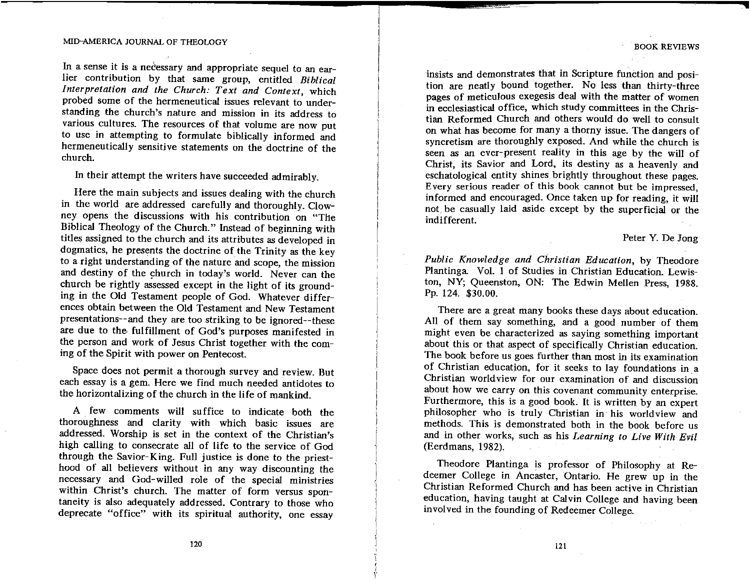In a sense it is a necessary and appropriate sequel to an earlier contribution by that same group, entitled *Biblical Interpretation and the Church: Text and Context*, which probed some of the hermeneutical issues relevant to understanding the church's nature and mission in its address to various cultures. The resources of that volume are now put to use in attempting to formulate biblically informed and hermeneutically sensitive statements on the doctrine of the church.

In their attempt the writers have succeeded admirably.

Here the main subjects and issues dealing with the church in the world are addressed carefully and thoroughly. Clowney opens the discussions with his contribution on "The Biblical Theology of the Church." Instead of beginning with titles assigned to the church and its attributes as developed in dogmatics, he presents the doctrine of the Trinity as the key to a right understanding of the nature and scope, the mission and destiny of the church in today's world. Never can the church be rightly assessed except in the light of its grounding in the Old Testament people of God. Whatever differences obtain between the Old Testament and New Testament presentations--and they are too striking to be ignored--these are due to the fulfillment of God's purposes manifested in the person and work of Jesus Christ together with the coming of the Spirit with power on Pentecost.

Space does not permit a thorough survey and review. But each essay is a gem. Here we find much needed antidotes to the horizontalizing of the church in the life of mankind.

A few comments will suffice to indicate both the thoroughness and clarity with which basic issues are addressed. Worship is set in the context of the Christian's high calling to consecrate all of life to the service of God through the Savior-King. Full justice is done to the priesthood of all believers without in any way discounting the necessary and God-willed role of the special ministries within Christ's church. The matter of form versus spontaneity is also adequately addressed. Contrary to those who deprecate "office" with its spiritual authority, one essay insists and demonstrates that in Scripture function and position are neatly bound together. No less than thirty-three pages of meticulous exegesis deal with the matter of women in ecclesiastical office, which study committees in the Christian Reformed Church and others would do well to consult on what has become for many a thorny issue. The dangers of syncretism are thoroughly exposed. And while the church is seen as an ever-present reality in this age by the will of Christ, its Savior and Lord, its destiny as a heavenly and eschatological entity shines brightly throughout these pages. Every serious reader of this book cannot but be impressed, informed and encouraged. Once taken up for reading, it will not be casually laid aside except by the superficial or the indifferent.

Peter Y. De Jong

*Public Knowledge and Christian Education*, by Theodore Plantinga. Vol. 1 of Studies in Christian Education. Lewiston, NY; Queenston, ON: The Edwin Mellen Press, 1988. Pp. 124. $30.00.

There are a great many books these days about education. All of them say something, and a good number of them might even be characterized as saying something important about this or that aspect of specifically Christian education. The book before us goes further than most in its examination of Christian education, for it seeks to lay foundations in a Christian worldview for our examination of and discussion about how we carry on this covenant community enterprise. Furthermore, this is a good book. It is written by an expert philosopher who is truly Christian in his worldview and methods. This is demonstrated both in the book before us and in other works, such as his *Learning to Live With Evil* (Eerdmans, 1982).

Theodore Plantinga is professor of Philosophy at Redeemer College in Ancaster, Ontario. He grew up in the Christian Reformed Church and has been active in Christian education, having taught at Calvin College and having been involved in the founding of Redeemer College.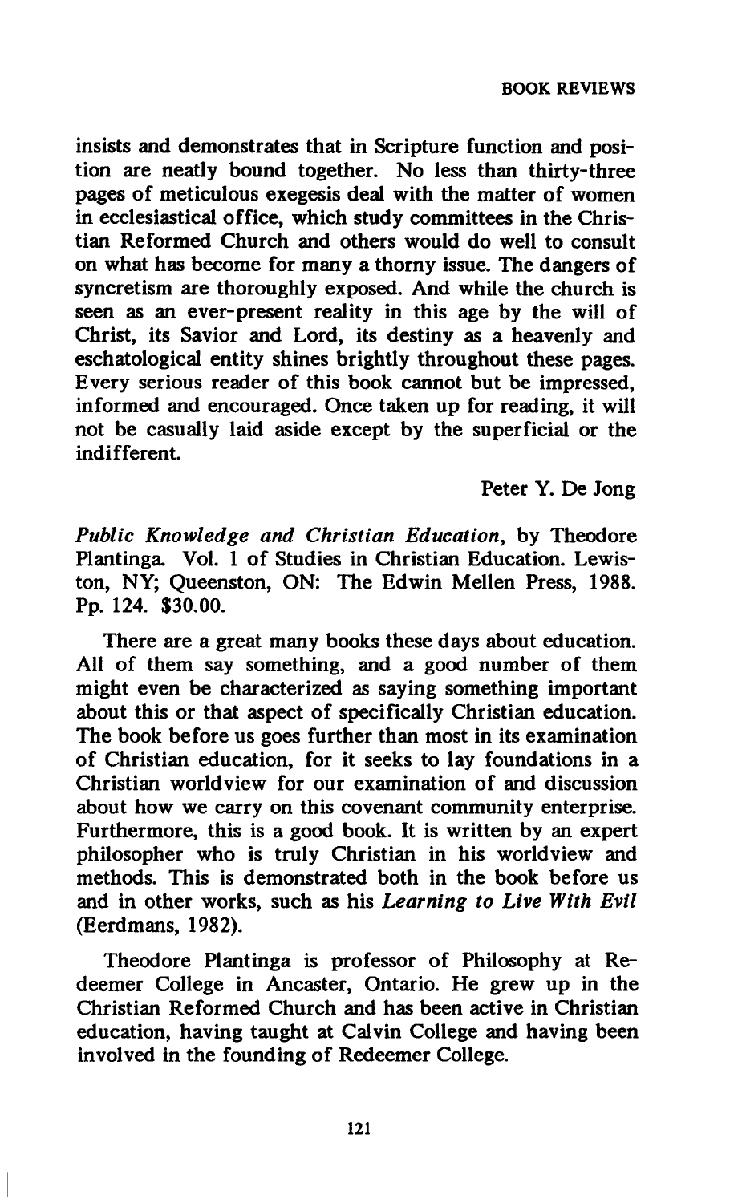insists and demonstrates that in Scripture function and position are neatly bound together. No less than thirty-three pages of meticulous exegesis deal with the matter of women in ecclesiastical office, which study committees in the Christian Reformed Church and others would do well to consult on what has become for many a thorny issue. The dangers of syncretism are thoroughly exposed. And while the church is seen as an ever-present reality in this age by the will of Christ, its Savior and Lord, its destiny as a heavenly and eschatological entity shines brightly throughout these pages. Every serious reader of this book cannot but be impressed, informed and encouraged. Once taken up for reading, it will not be casually laid aside except by the superficial or the indifferent.

Peter Y. De Jong

*Public Knowledge and Christian Education*, by Theodore Plantinga. Vol. 1 of Studies in Christian Education. Lewiston, NY; Queenston, ON: The Edwin Mellen Press, 1988. Pp. 124. $30.00.

There are a great many books these days about education. All of them say something, and a good number of them might even be characterized as saying something important about this or that aspect of specifically Christian education. The book before us goes further than most in its examination of Christian education, for it seeks to lay foundations in a Christian worldview for our examination of and discussion about how we carry on this covenant community enterprise. Furthermore, this is a good book. It is written by an expert philosopher who is truly Christian in his worldview and methods. This is demonstrated both in the book before us and in other works, such as his *Learning to Live With Evil* (Eerdmans, 1982).

Theodore Plantinga is professor of Philosophy at Redeemer College in Ancaster, Ontario. He grew up in the Christian Reformed Church and has been active in Christian education, having taught at Calvin College and having been involved in the founding of Redeemer College.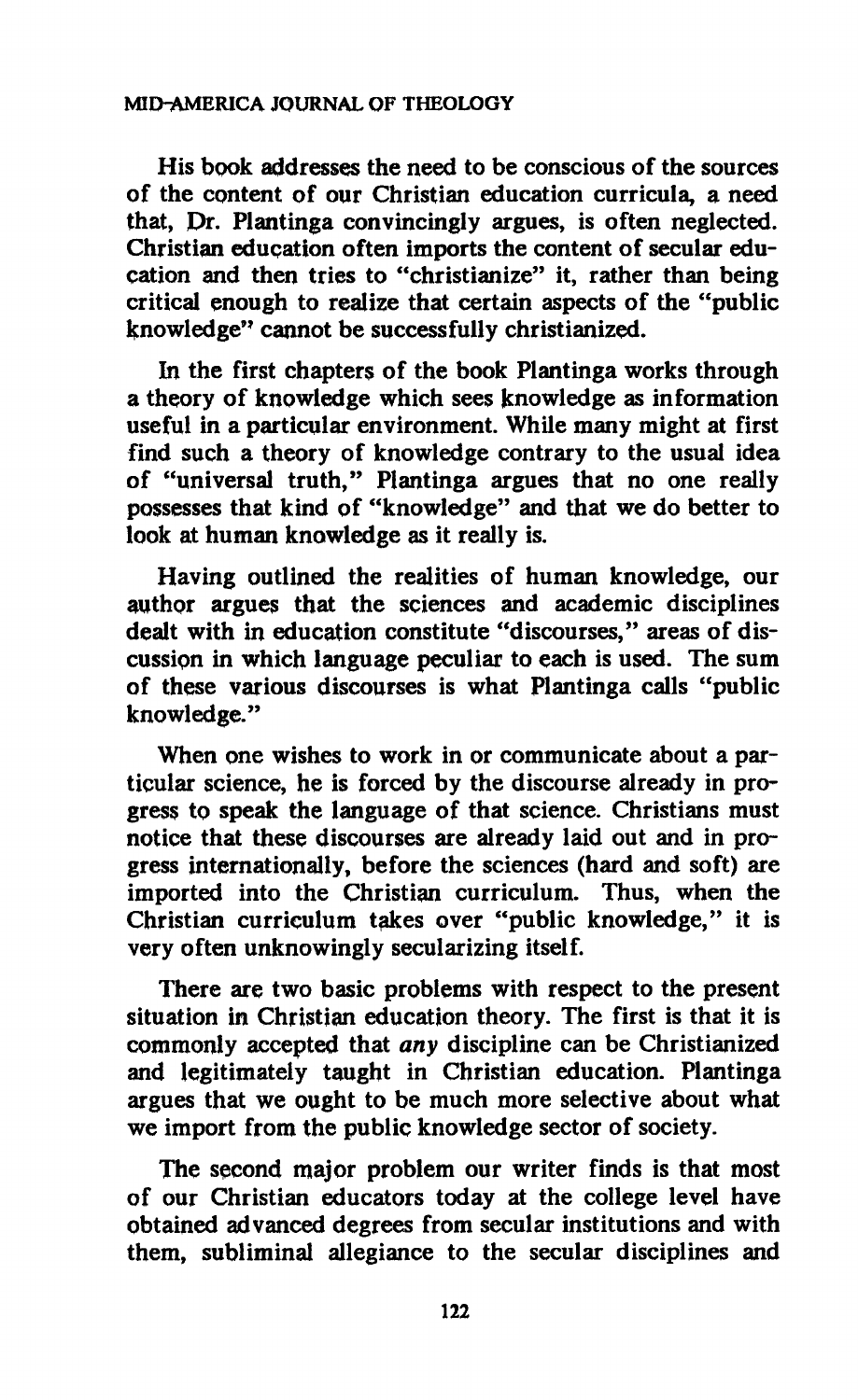His book addresses the need to be conscious of the sources of the content of our Christian education curricula, a need that, Dr. Plantinga convincingly argues, is often neglected. Christian education often imports the content of secular education and then tries to "christianize" it, rather than being critical enough to realize that certain aspects of the "public knowledge" cannot be successfully christianized.

In the first chapters of the book Plantinga works through a theory of knowledge which sees knowledge as information useful in a particular environment. While many might at first find such a theory of knowledge contrary to the usual idea of "universal truth," Plantinga argues that no one really possesses that kind of "knowledge" and that we do better to look at human knowledge as it really is.

Having outlined the realities of human knowledge, our author argues that the sciences and academic disciplines dealt with in education constitute "discourses," areas of discussion in which language peculiar to each is used. The sum of these various discourses is what Plantinga calls "public knowledge."

When one wishes to work in or communicate about a particular science, he is forced by the discourse already in progress to speak the language of that science. Christians must notice that these discourses are already laid out and in progress internationally, before the sciences (hard and soft) are imported into the Christian curriculum. Thus, when the Christian curriculum takes over "public knowledge," it is very often unknowingly secularizing itself.

There are two basic problems with respect to the present situation in Christian education theory. The first is that it is commonly accepted that *any* discipline can be Christianized and legitimately taught in Christian education. Plantinga argues that we ought to be much more selective about what we import from the public knowledge sector of society.

The second major problem our writer finds is that most of our Christian educators today at the college level have obtained advanced degrees from secular institutions and with them, subliminal allegiance to the secular disciplines and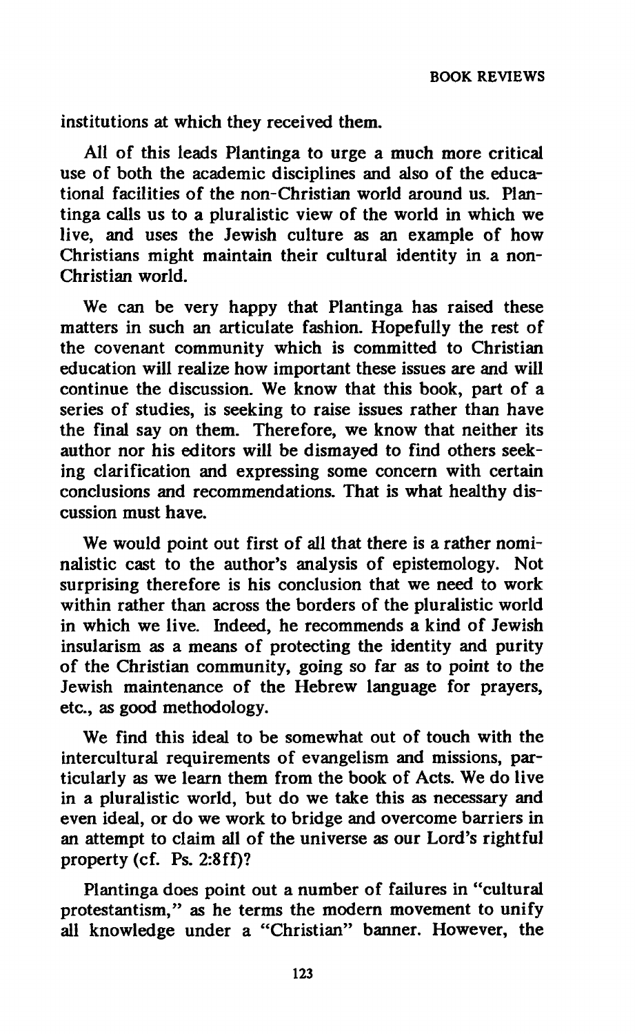institutions at which they received them.

All of this leads Plantinga to urge a much more critical use of both the academic disciplines and also of the educational facilities of the non-Christian world around us. Plantinga calls us to a pluralistic view of the world in which we live, and uses the Jewish culture as an example of how Christians might maintain their cultural identity in a non-Christian world.

We can be very happy that Plantinga has raised these matters in such an articulate fashion. Hopefully the rest of the covenant community which is committed to Christian education will realize how important these issues are and will continue the discussion. We know that this book, part of a series of studies, is seeking to raise issues rather than have the final say on them. Therefore, we know that neither its author nor his editors will be dismayed to find others seeking clarification and expressing some concern with certain conclusions and recommendations. That is what healthy discussion must have.

We would point out first of all that there is a rather nominalistic cast to the author's analysis of epistemology. Not surprising therefore is his conclusion that we need to work within rather than across the borders of the pluralistic world in which we live. Indeed, he recommends a kind of Jewish insularism as a means of protecting the identity and purity of the Christian community, going so far as to point to the Jewish maintenance of the Hebrew language for prayers, etc., as good methodology.

We find this ideal to be somewhat out of touch with the intercultural requirements of evangelism and missions, particularly as we learn them from the book of Acts. We do live in a pluralistic world, but do we take this as necessary and even ideal, or do we work to bridge and overcome barriers in an attempt to claim all of the universe as our Lord's rightful property (cf. Ps. 2:8ff)?

Plantinga does point out a number of failures in "cultural protestantism," as he terms the modern movement to unify all knowledge under a "Christian" banner. However, the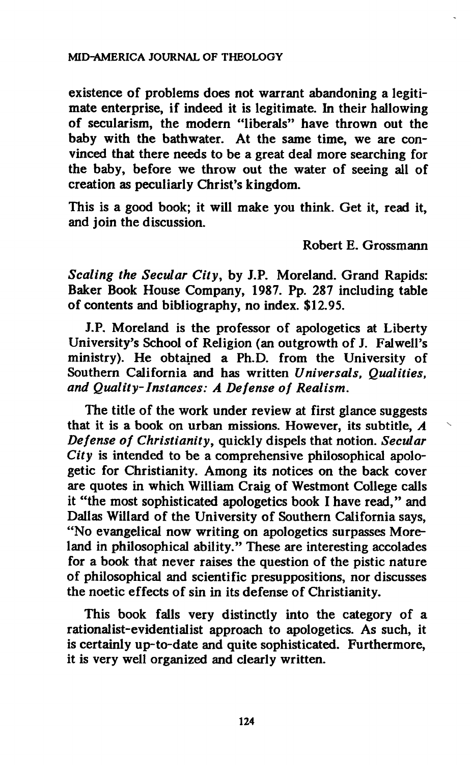existence of problems does not warrant abandoning a legitimate enterprise, if indeed it is legitimate. In their hallowing of secularism, the modern "liberals" have thrown out the baby with the bathwater. At the same time, we are convinced that there needs to be a great deal more searching for the baby, before we throw out the water of seeing all of creation as peculiarly Christ's kingdom.

This is a good book; it will make you think. Get it, read it, and join the discussion.

Robert E. Grossmann

*Scaling the Secular City*, by J.P. Moreland. Grand Rapids: Baker Book House Company, 1987. Pp. 287 including table of contents and bibliography, no index. $12.95.

J.P. Moreland is the professor of apologetics at Liberty University's School of Religion (an outgrowth of J. Falwell's ministry). He obtained a Ph.D. from the University of Southern California and has written *Universals, Qualities, and Quality-Instances: A Defense of Realism*.

The title of the work under review at first glance suggests that it is a book on urban missions. However, its subtitle, *A Defense of Christianity*, quickly dispels that notion. *Secular City* is intended to be a comprehensive philosophical apologetic for Christianity. Among its notices on the back cover are quotes in which William Craig of Westmont College calls it "the most sophisticated apologetics book I have read," and Dallas Willard of the University of Southern California says, "No evangelical now writing on apologetics surpasses Moreland in philosophical ability." These are interesting accolades for a book that never raises the question of the pistic nature of philosophical and scientific presuppositions, nor discusses the noetic effects of sin in its defense of Christianity.

This book falls very distinctly into the category of a rationalist-evidentialist approach to apologetics. As such, it is certainly up-to-date and quite sophisticated. Furthermore, it is very well organized and clearly written.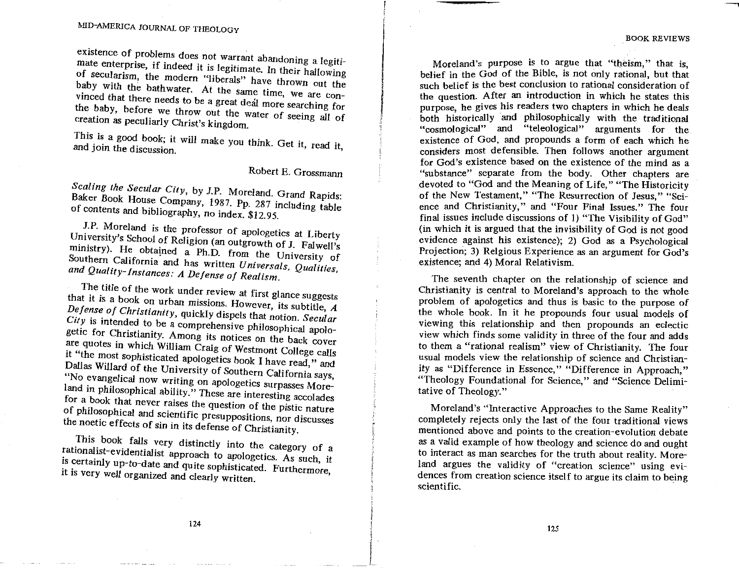existence of problems does not warrant abandoning a legitimate enterprise, if indeed it is legitimate. In their hallowing of secularism, the modern "liberals" have thrown out the baby with the bathwater. At the same time, we are convinced that there needs to be a great deal more searching for the baby, before we throw out the water of seeing all of creation as peculiarly Christ's kingdom.

This is a good book; it will make you think. Get it, read it, and join the discussion.

Robert E. Grossmann

*Scaling the Secular City*, by J.P. Moreland. Grand Rapids: Baker Book House Company, 1987. Pp. 287 including table of contents and bibliography, no index. $12.95.

J.P. Moreland is the professor of apologetics at Liberty University's School of Religion (an outgrowth of J. Falwell's ministry). He obtained a Ph.D. from the University of Southern California and has written *Universals, Qualities, and Quality-Instances: A Defense of Realism*.

The title of the work under review at first glance suggests that it is a book on urban missions. However, its subtitle, *A Defense of Christianity*, quickly dispels that notion. *Secular City* is intended to be a comprehensive philosophical apologetic for Christianity. Among its notices on the back cover are quotes in which William Craig of Westmont College calls it "the most sophisticated apologetics book I have read," and Dallas Willard of the University of Southern California says, "No evangelical now writing on apologetics surpasses Moreland in philosophical ability." These are interesting accolades for a book that never raises the question of the pistic nature of philosophical and scientific presuppositions, nor discusses the noetic effects of sin in its defense of Christianity.

This book falls very distinctly into the category of a rationalist-evidentialist approach to apologetics. As such, it is certainly up-to-date and quite sophisticated. Furthermore, it is very well organized and clearly written.

Moreland's purpose is to argue that "theism," that is, belief in the God of the Bible, is not only rational, but that such belief is the best conclusion to rational consideration of the question. After an introduction in which he states this purpose, he gives his readers two chapters in which he deals both historically and philosophically with the traditional "cosmological" and "teleological" arguments for the existence of God, and propounds a form of each which he considers most defensible. Then follows another argument for God's existence based on the existence of the mind as a "substance" separate from the body. Other chapters are devoted to "God and the Meaning of Life," "The Historicity of the New Testament," "The Resurrection of Jesus," "Science and Christianity," and "Four Final Issues." The four final issues include discussions of 1) "The Visibility of God" (in which it is argued that the invisibility of God is not good evidence against his existence); 2) God as a Psychological Projection; 3) Relgious Experience as an argument for God's existence; and 4) Moral Relativism.

The seventh chapter on the relationship of science and Christianity is central to Moreland's approach to the whole problem of apologetics and thus is basic to the purpose of the whole book. In it he propounds four usual models of viewing this relationship and then propounds an eclectic view which finds some validity in three of the four and adds to them a "rational realism" view of Christianity. The four usual models view the relationship of science and Christianity as "Difference in Essence," "Difference in Approach," "Theology Foundational for Science," and "Science Delimitative of Theology."

Moreland's "Interactive Approaches to the Same Reality" completely rejects only the last of the four traditional views mentioned above and points to the creation-evolution debate as a valid example of how theology and science do and ought to interact as man searches for the truth about reality. Moreland argues the validity of "creation science" using evidences from creation science itself to argue its claim to being scientific.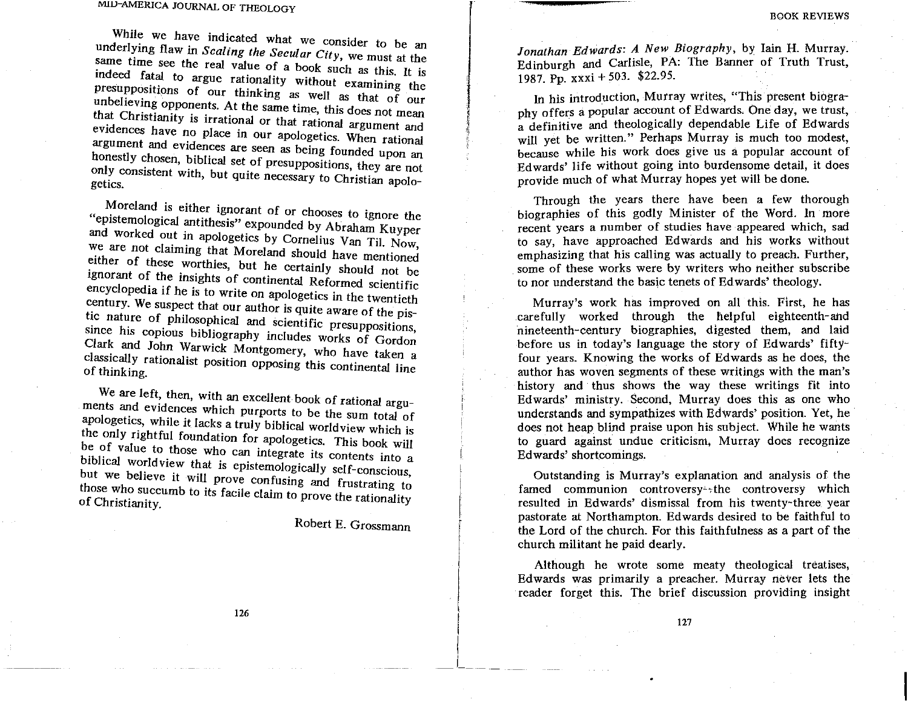While we have indicated what we consider to be an underlying flaw in *Scaling the Secular City*, we must at the same time see the real value of a book such as this. It is indeed fatal to argue rationality without examining the presuppositions of our thinking as well as that of our unbelieving opponents. At the same time, this does not mean that Christianity is irrational or that rational argument and evidences have no place in our apologetics. When rational argument and evidences are seen as being founded upon an honestly chosen, biblical set of presuppositions, they are not only consistent with, but quite necessary to Christian apologetics.

Moreland is either ignorant of or chooses to ignore the "epistemological antithesis" expounded by Abraham Kuyper and worked out in apologetics by Cornelius Van Til. Now, we are not claiming that Moreland should have mentioned either of these worthies, but he certainly should not be ignorant of the insights of continental Reformed scientific encyclopedia if he is to write on apologetics in the twentieth century. We suspect that our author is quite aware of the pistic nature of philosophical and scientific presuppositions, since his copious bibliography includes works of Gordon Clark and John Warwick Montgomery, who have taken a classically rationalist position opposing this continental line of thinking.

We are left, then, with an excellent book of rational arguments and evidences which purports to be the sum total of apologetics, while it lacks a truly biblical worldview which is the only rightful foundation for apologetics. This book will be of value to those who can integrate its contents into a biblical worldview that is epistemologically self-conscious, but we believe it will prove confusing and frustrating to those who succumb to its facile claim to prove the rationality of Christianity.

Robert E. Grossmann

*Jonathan Edwards: A New Biography*, by Iain H. Murray. Edinburgh and Carlisle, PA: The Banner of Truth Trust, 1987. Pp. xxxi + 503. $22.95.

In his introduction, Murray writes, "This present biography offers a popular account of Edwards. One day, we trust, a definitive and theologically dependable Life of Edwards will yet be written." Perhaps Murray is much too modest, because while his work does give us a popular account of Edwards' life without going into burdensome detail, it does provide much of what Murray hopes yet will be done.

Through the years there have been a few thorough biographies of this godly Minister of the Word. In more recent years a number of studies have appeared which, sad to say, have approached Edwards and his works without emphasizing that his calling was actually to preach. Further, some of these works were by writers who neither subscribe to nor understand the basic tenets of Edwards' theology.

Murray's work has improved on all this. First, he has carefully worked through the helpful eighteenth-and nineteenth-century biographies, digested them, and laid before us in today's language the story of Edwards' fifty-four years. Knowing the works of Edwards as he does, the author has woven segments of these writings with the man's history and thus shows the way these writings fit into Edwards' ministry. Second, Murray does this as one who understands and sympathizes with Edwards' position. Yet, he does not heap blind praise upon his subject. While he wants to guard against undue criticism, Murray does recognize Edwards' shortcomings.

Outstanding is Murray's explanation and analysis of the famed communion controversy—the controversy which resulted in Edwards' dismissal from his twenty-three year pastorate at Northampton. Edwards desired to be faithful to the Lord of the church. For this faithfulness as a part of the church militant he paid dearly.

Although he wrote some meaty theological treatises, Edwards was primarily a preacher. Murray never lets the reader forget this. The brief discussion providing insight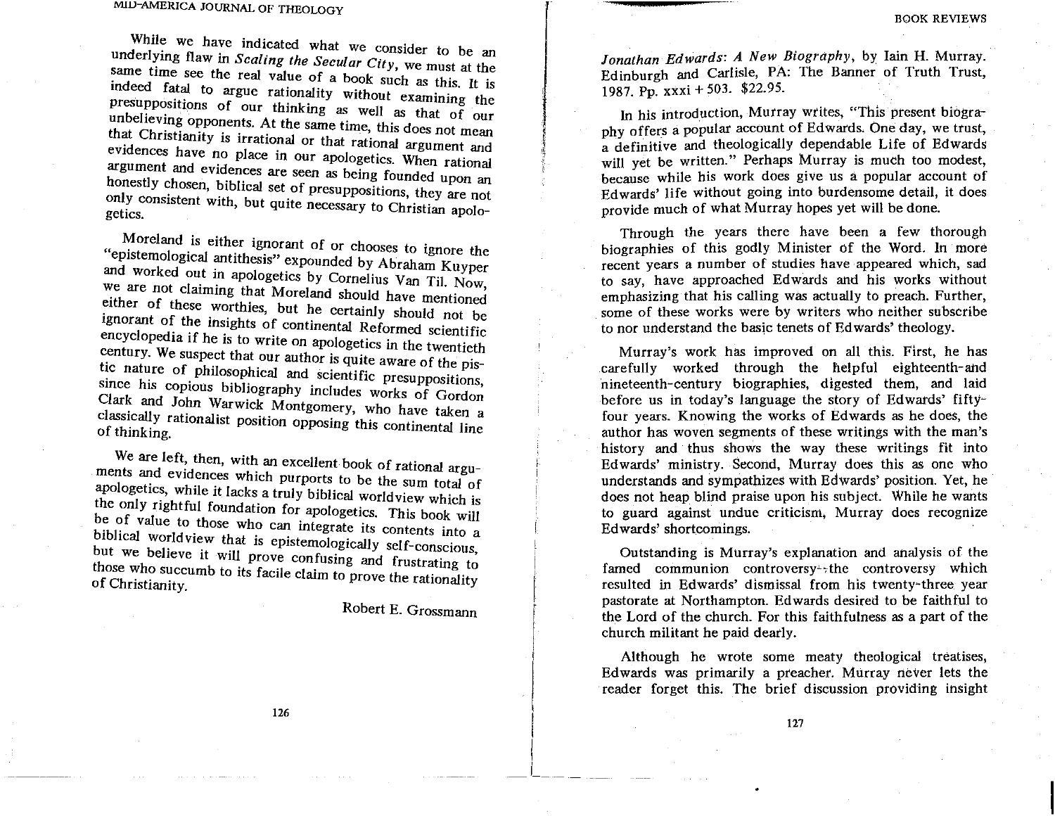While we have indicated what we consider to be an underlying flaw in *Scaling the Secular City*, we must at the same time see the real value of a book such as this. It is indeed fatal to argue rationality without examining the presuppositions of our thinking as well as that of our unbelieving opponents. At the same time, this does not mean that Christianity is irrational or that rational argument and evidences have no place in our apologetics. When rational argument and evidences are seen as being founded upon an honestly chosen, biblical set of presuppositions, they are not only consistent with, but quite necessary to Christian apologetics.

Moreland is either ignorant of or chooses to ignore the "epistemological antithesis" expounded by Abraham Kuyper and worked out in apologetics by Cornelius Van Til. Now, we are not claiming that Moreland should have mentioned either of these worthies, but he certainly should not be ignorant of the insights of continental Reformed scientific encyclopedia if he is to write on apologetics in the twentieth century. We suspect that our author is quite aware of the pistic nature of philosophical and scientific presuppositions, since his copious bibliography includes works of Gordon Clark and John Warwick Montgomery, who have taken a classically rationalist position opposing this continental line of thinking.

We are left, then, with an excellent book of rational arguments and evidences which purports to be the sum total of apologetics, while it lacks a truly biblical worldview which is the only rightful foundation for apologetics. This book will be of value to those who can integrate its contents into a biblical worldview that is epistemologically self-conscious, but we believe it will prove confusing and frustrating to those who succumb to its facile claim to prove the rationality of Christianity.

Robert E. Grossmann

*Jonathan Edwards: A New Biography*, by Iain H. Murray. Edinburgh and Carlisle, PA: The Banner of Truth Trust, 1987. Pp. xxxi + 503. $22.95.

In his introduction, Murray writes, "This present biography offers a popular account of Edwards. One day, we trust, a definitive and theologically dependable Life of Edwards will yet be written." Perhaps Murray is much too modest, because while his work does give us a popular account of Edwards' life without going into burdensome detail, it does provide much of what Murray hopes yet will be done.

Through the years there have been a few thorough biographies of this godly Minister of the Word. In more recent years a number of studies have appeared which, sad to say, have approached Edwards and his works without emphasizing that his calling was actually to preach. Further, some of these works were by writers who neither subscribe to nor understand the basic tenets of Edwards' theology.

Murray's work has improved on all this. First, he has carefully worked through the helpful eighteenth-and nineteenth-century biographies, digested them, and laid before us in today's language the story of Edwards' fifty-four years. Knowing the works of Edwards as he does, the author has woven segments of these writings with the man's history and thus shows the way these writings fit into Edwards' ministry. Second, Murray does this as one who understands and sympathizes with Edwards' position. Yet, he does not heap blind praise upon his subject. While he wants to guard against undue criticism, Murray does recognize Edwards' shortcomings.

Outstanding is Murray's explanation and analysis of the famed communion controversy—the controversy which resulted in Edwards' dismissal from his twenty-three year pastorate at Northampton. Edwards desired to be faithful to the Lord of the church. For this faithfulness as a part of the church militant he paid dearly.

Although he wrote some meaty theological treatises, Edwards was primarily a preacher. Murray never lets the reader forget this. The brief discussion providing insight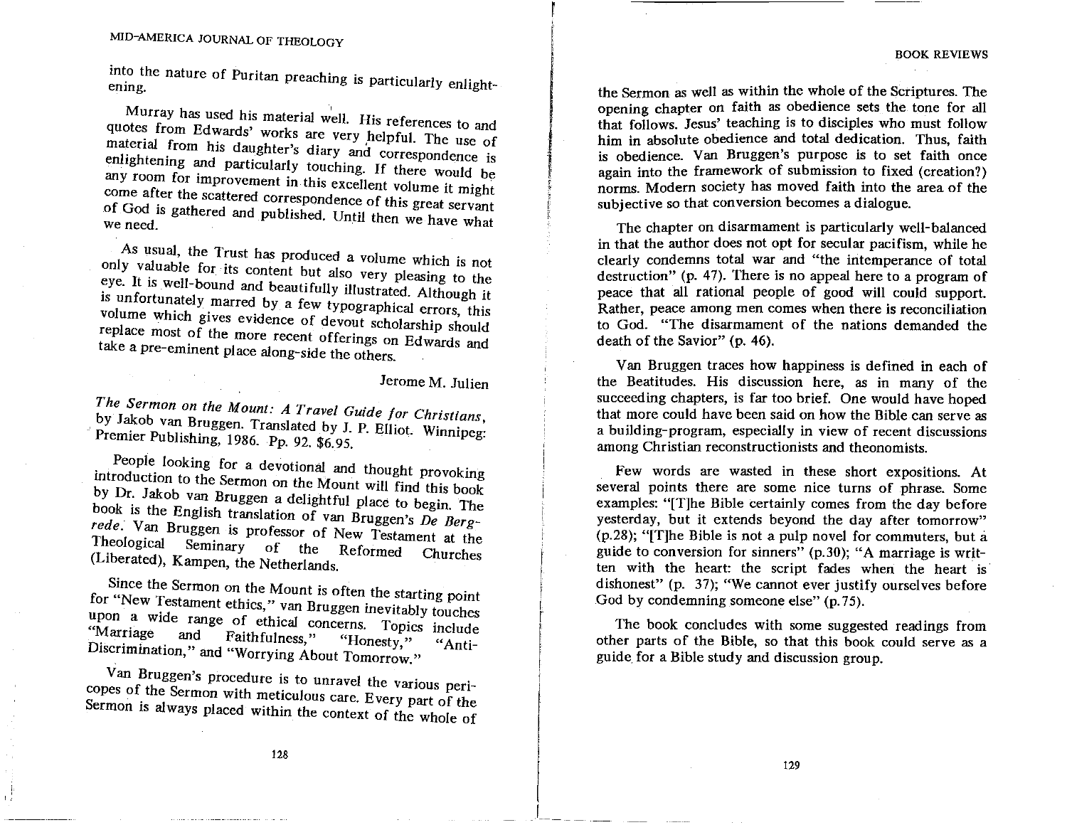into the nature of Puritan preaching is particularly enlightening.

Murray has used his material well. His references to and quotes from Edwards' works are very helpful. The use of material from his daughter's diary and correspondence is enlightening and particularly touching. If there would be any room for improvement in this excellent volume it might come after the scattered correspondence of this great servant of God is gathered and published. Until then we have what we need.

As usual, the Trust has produced a volume which is not only valuable for its content but also very pleasing to the eye. It is well-bound and beautifully illustrated. Although it is unfortunately marred by a few typographical errors, this volume which gives evidence of devout scholarship should replace most of the more recent offerings on Edwards and take a pre-eminent place along-side the others.

Jerome M. Julien

*The Sermon on the Mount: A Travel Guide for Christians*, by Jakob van Bruggen. Translated by J. P. Elliot. Winnipeg: Premier Publishing, 1986. Pp. 92. $6.95.

People looking for a devotional and thought provoking introduction to the Sermon on the Mount will find this book by Dr. Jakob van Bruggen a delightful place to begin. The book is the English translation of van Bruggen's *De Bergrede*. Van Bruggen is professor of New Testament at the Theological Seminary of the Reformed Churches (Liberated), Kampen, the Netherlands.

Since the Sermon on the Mount is often the starting point for "New Testament ethics," van Bruggen inevitably touches upon a wide range of ethical concerns. Topics include "Marriage and Faithfulness," "Honesty," "Anti-Discrimination," and "Worrying About Tomorrow."

Van Bruggen's procedure is to unravel the various pericopes of the Sermon with meticulous care. Every part of the Sermon is always placed within the context of the whole of the Sermon as well as within the whole of the Scriptures. The opening chapter on faith as obedience sets the tone for all that follows. Jesus' teaching is to disciples who must follow him in absolute obedience and total dedication. Thus, faith is obedience. Van Bruggen's purpose is to set faith once again into the framework of submission to fixed (creation?) norms. Modern society has moved faith into the area of the subjective so that conversion becomes a dialogue.

The chapter on disarmament is particularly well-balanced in that the author does not opt for secular pacifism, while he clearly condemns total war and "the intemperance of total destruction" (p. 47). There is no appeal here to a program of peace that all rational people of good will could support. Rather, peace among men comes when there is reconciliation to God. "The disarmament of the nations demanded the death of the Savior" (p. 46).

Van Bruggen traces how happiness is defined in each of the Beatitudes. His discussion here, as in many of the succeeding chapters, is far too brief. One would have hoped that more could have been said on how the Bible can serve as a building-program, especially in view of recent discussions among Christian reconstructionists and theonomists.

Few words are wasted in these short expositions. At several points there are some nice turns of phrase. Some examples: "[T]he Bible certainly comes from the day before yesterday, but it extends beyond the day after tomorrow" (p.28); "[T]he Bible is not a pulp novel for commuters, but a guide to conversion for sinners" (p.30); "A marriage is written with the heart: the script fades when the heart is dishonest" (p. 37); "We cannot ever justify ourselves before God by condemning someone else" (p.75).

The book concludes with some suggested readings from other parts of the Bible, so that this book could serve as a guide for a Bible study and discussion group.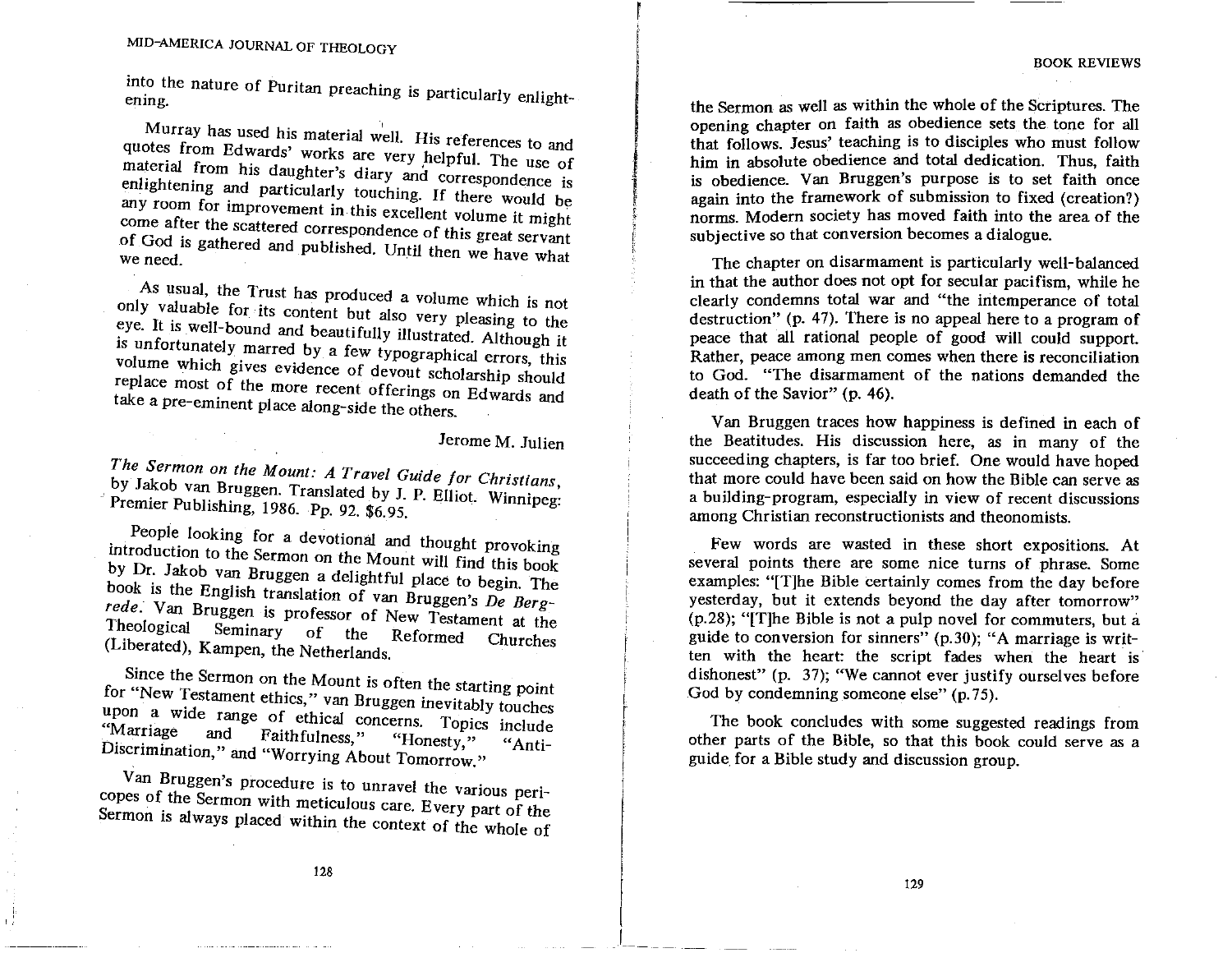into the nature of Puritan preaching is particularly enlightening.

Murray has used his material well. His references to and quotes from Edwards' works are very helpful. The use of material from his daughter's diary and correspondence is enlightening and particularly touching. If there would be any room for improvement in this excellent volume it might come after the scattered correspondence of this great servant of God is gathered and published. Until then we have what we need.

As usual, the Trust has produced a volume which is not only valuable for its content but also very pleasing to the eye. It is well-bound and beautifully illustrated. Although it is unfortunately marred by a few typographical errors, this volume which gives evidence of devout scholarship should replace most of the more recent offerings on Edwards and take a pre-eminent place along-side the others.

Jerome M. Julien

*The Sermon on the Mount: A Travel Guide for Christians*, by Jakob van Bruggen. Translated by J. P. Elliot. Winnipeg: Premier Publishing, 1986. Pp. 92. $6.95.

People looking for a devotional and thought provoking introduction to the Sermon on the Mount will find this book by Dr. Jakob van Bruggen a delightful place to begin. The book is the English translation of van Bruggen's *De Bergrede*. Van Bruggen is professor of New Testament at the Theological Seminary of the Reformed Churches (Liberated), Kampen, the Netherlands.

Since the Sermon on the Mount is often the starting point for "New Testament ethics," van Bruggen inevitably touches upon a wide range of ethical concerns. Topics include "Marriage and Faithfulness," "Honesty," "Anti-Discrimination," and "Worrying About Tomorrow."

Van Bruggen's procedure is to unravel the various pericopes of the Sermon with meticulous care. Every part of the Sermon is always placed within the context of the whole of the Sermon as well as within the whole of the Scriptures. The opening chapter on faith as obedience sets the tone for all that follows. Jesus' teaching is to disciples who must follow him in absolute obedience and total dedication. Thus, faith is obedience. Van Bruggen's purpose is to set faith once again into the framework of submission to fixed (creation?) norms. Modern society has moved faith into the area of the subjective so that conversion becomes a dialogue.

The chapter on disarmament is particularly well-balanced in that the author does not opt for secular pacifism, while he clearly condemns total war and "the intemperance of total destruction" (p. 47). There is no appeal here to a program of peace that all rational people of good will could support. Rather, peace among men comes when there is reconciliation to God. "The disarmament of the nations demanded the death of the Savior" (p. 46).

Van Bruggen traces how happiness is defined in each of the Beatitudes. His discussion here, as in many of the succeeding chapters, is far too brief. One would have hoped that more could have been said on how the Bible can serve as a building-program, especially in view of recent discussions among Christian reconstructionists and theonomists.

Few words are wasted in these short expositions. At several points there are some nice turns of phrase. Some examples: "[T]he Bible certainly comes from the day before yesterday, but it extends beyond the day after tomorrow" (p.28); "[T]he Bible is not a pulp novel for commuters, but a guide to conversion for sinners" (p.30); "A marriage is written with the heart: the script fades when the heart is dishonest" (p. 37); "We cannot ever justify ourselves before God by condemning someone else" (p.75).

The book concludes with some suggested readings from other parts of the Bible, so that this book could serve as a guide for a Bible study and discussion group.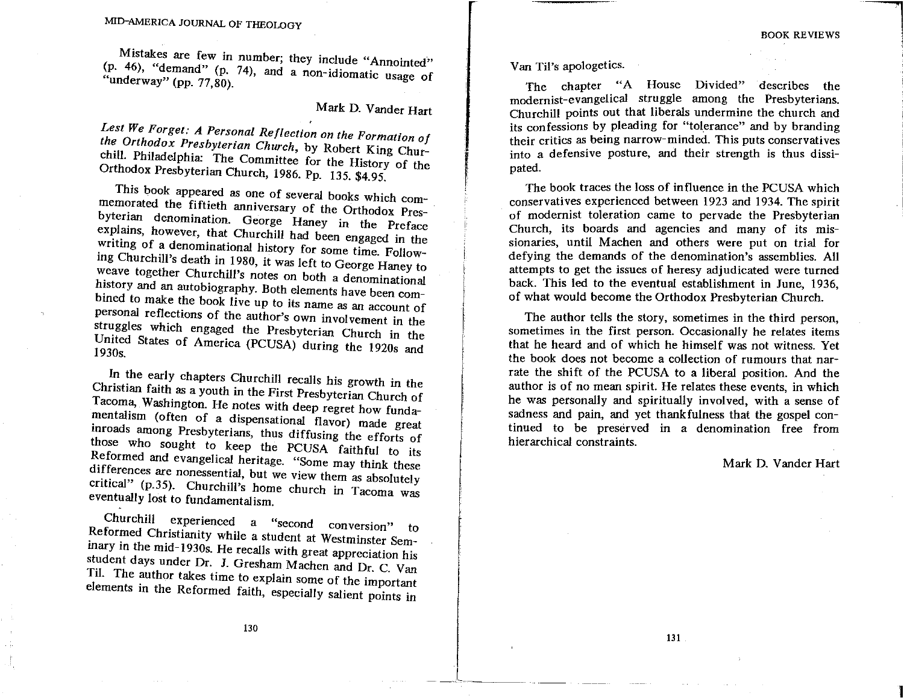Mistakes are few in number; they include "Annointed" (p. 46), "demand" (p. 74), and a non-idiomatic usage of "underway" (pp. 77,80).

Mark D. Vander Hart

*Lest We Forget: A Personal Reflection on the Formation of the Orthodox Presbyterian Church*, by Robert King Churchill. Philadelphia: The Committee for the History of the Orthodox Presbyterian Church, 1986. Pp. 135. $4.95.

This book appeared as one of several books which commemorated the fiftieth anniversary of the Orthodox Presbyterian denomination. George Haney in the Preface explains, however, that Churchill had been engaged in the writing of a denominational history for some time. Following Churchill's death in 1980, it was left to George Haney to weave together Churchill's notes on both a denominational history and an autobiography. Both elements have been combined to make the book live up to its name as an account of personal reflections of the author's own involvement in the struggles which engaged the Presbyterian Church in the United States of America (PCUSA) during the 1920s and 1930s.

In the early chapters Churchill recalls his growth in the Christian faith as a youth in the First Presbyterian Church of Tacoma, Washington. He notes with deep regret how fundamentalism (often of a dispensational flavor) made great inroads among Presbyterians, thus diffusing the efforts of those who sought to keep the PCUSA faithful to its Reformed and evangelical heritage. "Some may think these differences are nonessential, but we view them as absolutely critical" (p.35). Churchill's home church in Tacoma was eventually lost to fundamentalism.

Churchill experienced a "second conversion" to Reformed Christianity while a student at Westminster Seminary in the mid-1930s. He recalls with great appreciation his student days under Dr. J. Gresham Machen and Dr. C. Van Til. The author takes time to explain some of the important elements in the Reformed faith, especially salient points in Van Til's apologetics.

The chapter "A House Divided" describes the modernist-evangelical struggle among the Presbyterians. Churchill points out that liberals undermine the church and its confessions by pleading for "tolerance" and by branding their critics as being narrow-minded. This puts conservatives into a defensive posture, and their strength is thus dissipated.

The book traces the loss of influence in the PCUSA which conservatives experienced between 1923 and 1934. The spirit of modernist toleration came to pervade the Presbyterian Church, its boards and agencies and many of its missionaries, until Machen and others were put on trial for defying the demands of the denomination's assemblies. All attempts to get the issues of heresy adjudicated were turned back. This led to the eventual establishment in June, 1936, of what would become the Orthodox Presbyterian Church.

The author tells the story, sometimes in the third person, sometimes in the first person. Occasionally he relates items that he heard and of which he himself was not witness. Yet the book does not become a collection of rumours that narrate the shift of the PCUSA to a liberal position. And the author is of no mean spirit. He relates these events, in which he was personally and spiritually involved, with a sense of sadness and pain, and yet thankfulness that the gospel continued to be preserved in a denomination free from hierarchical constraints.

Mark D. Vander Hart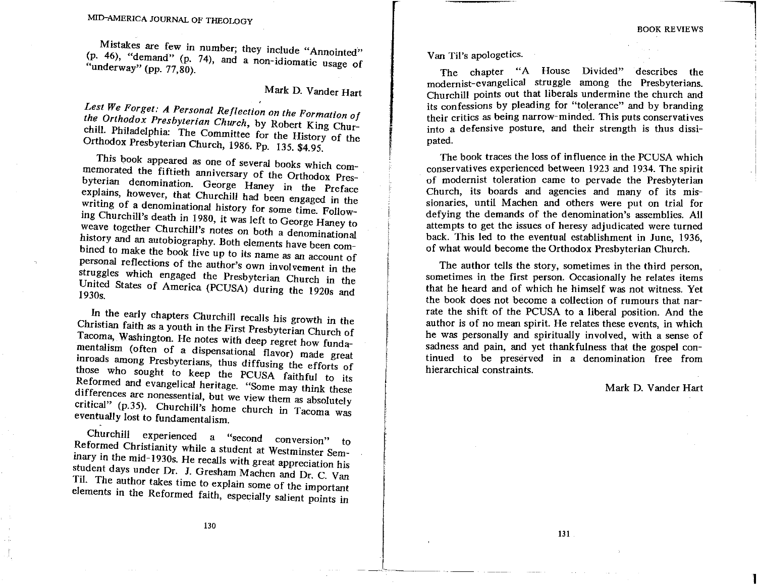Mistakes are few in number; they include "Annointed" (p. 46), "demand" (p. 74), and a non-idiomatic usage of "underway" (pp. 77,80).

Mark D. Vander Hart

*Lest We Forget: A Personal Reflection on the Formation of the Orthodox Presbyterian Church*, by Robert King Churchill. Philadelphia: The Committee for the History of the Orthodox Presbyterian Church, 1986. Pp. 135. $4.95.

This book appeared as one of several books which commemorated the fiftieth anniversary of the Orthodox Presbyterian denomination. George Haney in the Preface explains, however, that Churchill had been engaged in the writing of a denominational history for some time. Following Churchill's death in 1980, it was left to George Haney to weave together Churchill's notes on both a denominational history and an autobiography. Both elements have been combined to make the book live up to its name as an account of personal reflections of the author's own involvement in the struggles which engaged the Presbyterian Church in the United States of America (PCUSA) during the 1920s and 1930s.

In the early chapters Churchill recalls his growth in the Christian faith as a youth in the First Presbyterian Church of Tacoma, Washington. He notes with deep regret how fundamentalism (often of a dispensational flavor) made great inroads among Presbyterians, thus diffusing the efforts of those who sought to keep the PCUSA faithful to its Reformed and evangelical heritage. "Some may think these differences are nonessential, but we view them as absolutely critical" (p.35). Churchill's home church in Tacoma was eventually lost to fundamentalism.

Churchill experienced a "second conversion" to Reformed Christianity while a student at Westminster Seminary in the mid-1930s. He recalls with great appreciation his student days under Dr. J. Gresham Machen and Dr. C. Van Til. The author takes time to explain some of the important elements in the Reformed faith, especially salient points in Van Til's apologetics.

The chapter "A House Divided" describes the modernist-evangelical struggle among the Presbyterians. Churchill points out that liberals undermine the church and its confessions by pleading for "tolerance" and by branding their critics as being narrow-minded. This puts conservatives into a defensive posture, and their strength is thus dissipated.

The book traces the loss of influence in the PCUSA which conservatives experienced between 1923 and 1934. The spirit of modernist toleration came to pervade the Presbyterian Church, its boards and agencies and many of its missionaries, until Machen and others were put on trial for defying the demands of the denomination's assemblies. All attempts to get the issues of heresy adjudicated were turned back. This led to the eventual establishment in June, 1936, of what would become the Orthodox Presbyterian Church.

The author tells the story, sometimes in the third person, sometimes in the first person. Occasionally he relates items that he heard and of which he himself was not witness. Yet the book does not become a collection of rumours that narrate the shift of the PCUSA to a liberal position. And the author is of no mean spirit. He relates these events, in which he was personally and spiritually involved, with a sense of sadness and pain, and yet thankfulness that the gospel continued to be preserved in a denomination free from hierarchical constraints.

Mark D. Vander Hart